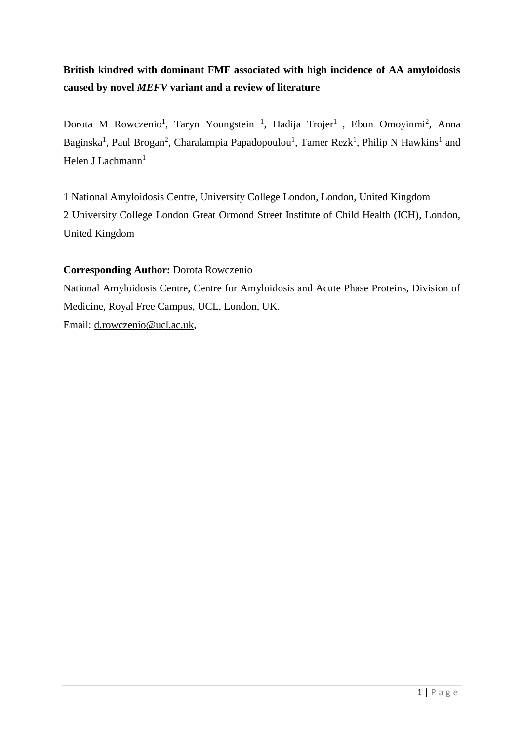**British kindred with dominant FMF associated with high incidence of AA amyloidosis caused by novel *MEFV* variant and a review of literature**

Dorota M Rowczenio[1], Taryn Youngstein [1], Hadija Trojer[1], Ebun Omoyinmi[2], Anna Baginska[1], Paul Brogan[2], Charalampia Papadopoulou[1], Tamer Rezk[1], Philip N Hawkins[1] and Helen J Lachmann[1]

1 National Amyloidosis Centre, University College London, London, United Kingdom
2 University College London Great Ormond Street Institute of Child Health (ICH), London, United Kingdom

**Corresponding Author:** Dorota Rowczenio
National Amyloidosis Centre, Centre for Amyloidosis and Acute Phase Proteins, Division of Medicine, Royal Free Campus, UCL, London, UK.
Email: d.rowczenio@ucl.ac.uk,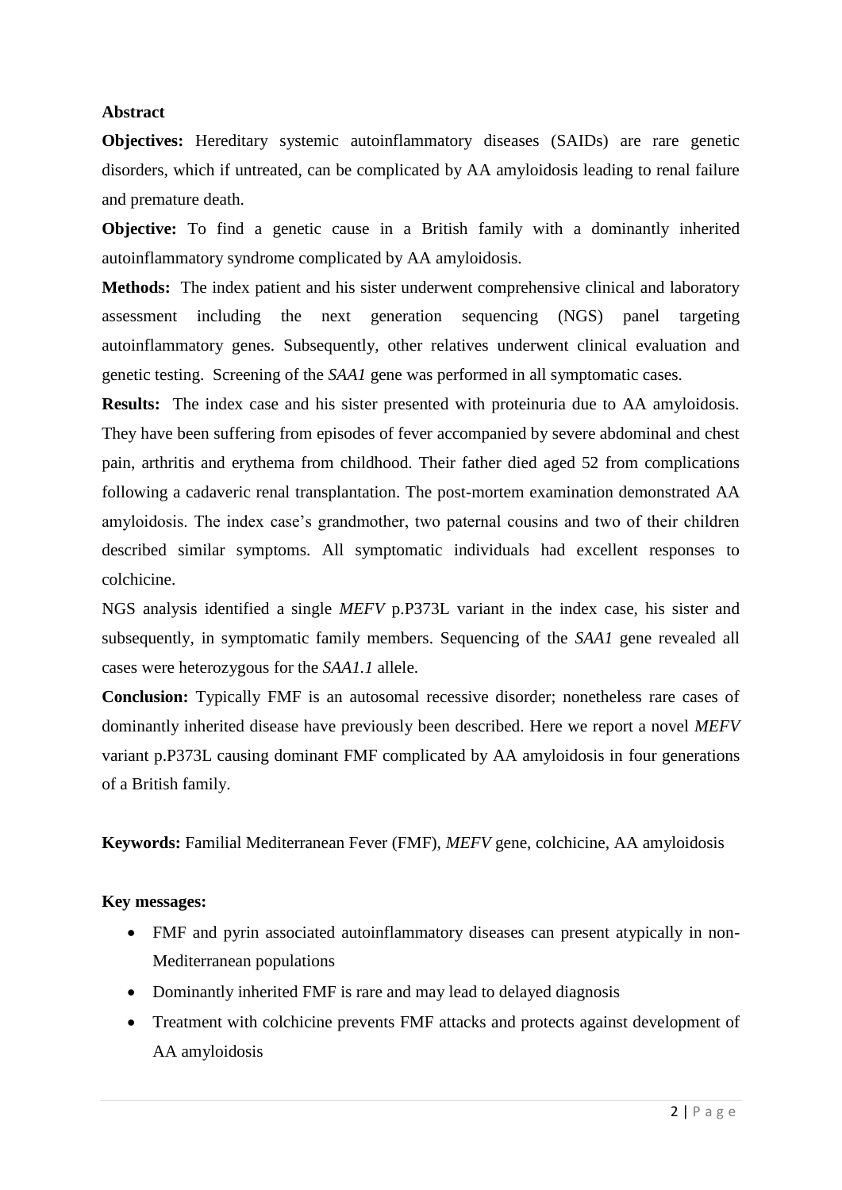**Abstract**

**Objectives:** Hereditary systemic autoinflammatory diseases (SAIDs) are rare genetic disorders, which if untreated, can be complicated by AA amyloidosis leading to renal failure and premature death.

**Objective:** To find a genetic cause in a British family with a dominantly inherited autoinflammatory syndrome complicated by AA amyloidosis.

**Methods:** The index patient and his sister underwent comprehensive clinical and laboratory assessment including the next generation sequencing (NGS) panel targeting autoinflammatory genes. Subsequently, other relatives underwent clinical evaluation and genetic testing. Screening of the *SAA1* gene was performed in all symptomatic cases.

**Results:** The index case and his sister presented with proteinuria due to AA amyloidosis. They have been suffering from episodes of fever accompanied by severe abdominal and chest pain, arthritis and erythema from childhood. Their father died aged 52 from complications following a cadaveric renal transplantation. The post-mortem examination demonstrated AA amyloidosis. The index case's grandmother, two paternal cousins and two of their children described similar symptoms. All symptomatic individuals had excellent responses to colchicine.

NGS analysis identified a single *MEFV* p.P373L variant in the index case, his sister and subsequently, in symptomatic family members. Sequencing of the *SAA1* gene revealed all cases were heterozygous for the *SAA1.1* allele.

**Conclusion:** Typically FMF is an autosomal recessive disorder; nonetheless rare cases of dominantly inherited disease have previously been described. Here we report a novel *MEFV* variant p.P373L causing dominant FMF complicated by AA amyloidosis in four generations of a British family.

**Keywords:** Familial Mediterranean Fever (FMF), *MEFV* gene, colchicine, AA amyloidosis

**Key messages:**

- FMF and pyrin associated autoinflammatory diseases can present atypically in non-Mediterranean populations
- Dominantly inherited FMF is rare and may lead to delayed diagnosis
- Treatment with colchicine prevents FMF attacks and protects against development of AA amyloidosis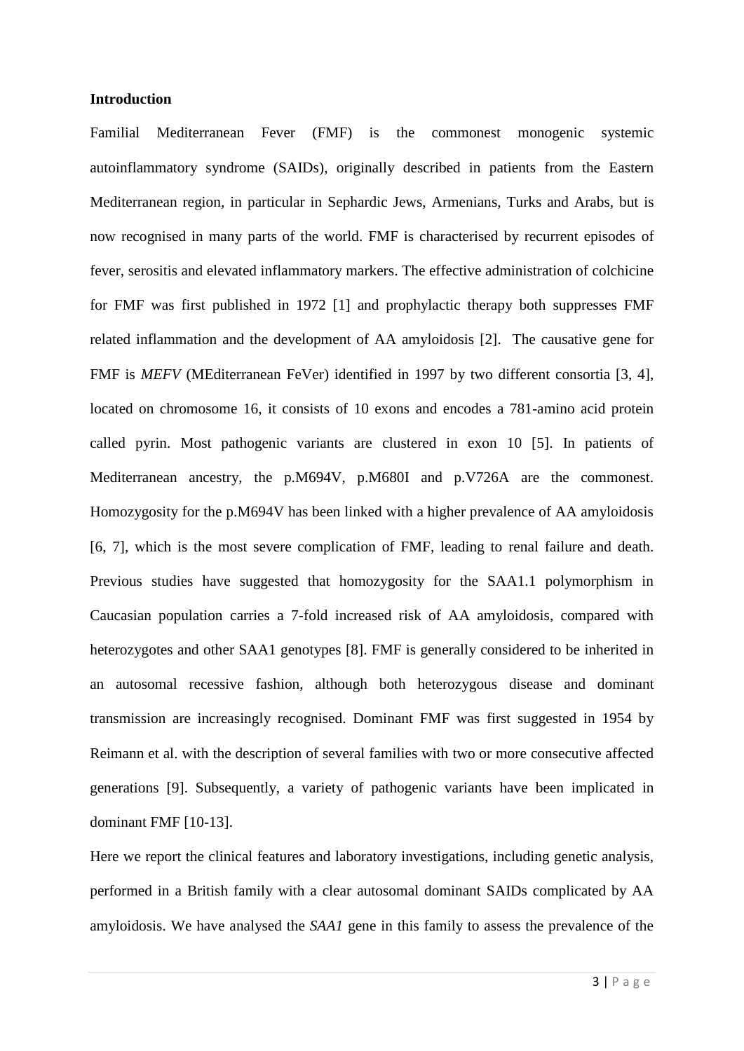**Introduction**

Familial Mediterranean Fever (FMF) is the commonest monogenic systemic autoinflammatory syndrome (SAIDs), originally described in patients from the Eastern Mediterranean region, in particular in Sephardic Jews, Armenians, Turks and Arabs, but is now recognised in many parts of the world. FMF is characterised by recurrent episodes of fever, serositis and elevated inflammatory markers. The effective administration of colchicine for FMF was first published in 1972 [1] and prophylactic therapy both suppresses FMF related inflammation and the development of AA amyloidosis [2]. The causative gene for FMF is *MEFV* (MEditerranean FeVer) identified in 1997 by two different consortia [3, 4], located on chromosome 16, it consists of 10 exons and encodes a 781-amino acid protein called pyrin. Most pathogenic variants are clustered in exon 10 [5]. In patients of Mediterranean ancestry, the p.M694V, p.M680I and p.V726A are the commonest. Homozygosity for the p.M694V has been linked with a higher prevalence of AA amyloidosis [6, 7], which is the most severe complication of FMF, leading to renal failure and death. Previous studies have suggested that homozygosity for the SAA1.1 polymorphism in Caucasian population carries a 7-fold increased risk of AA amyloidosis, compared with heterozygotes and other SAA1 genotypes [8]. FMF is generally considered to be inherited in an autosomal recessive fashion, although both heterozygous disease and dominant transmission are increasingly recognised. Dominant FMF was first suggested in 1954 by Reimann et al. with the description of several families with two or more consecutive affected generations [9]. Subsequently, a variety of pathogenic variants have been implicated in dominant FMF [10-13].

Here we report the clinical features and laboratory investigations, including genetic analysis, performed in a British family with a clear autosomal dominant SAIDs complicated by AA amyloidosis. We have analysed the *SAA1* gene in this family to assess the prevalence of the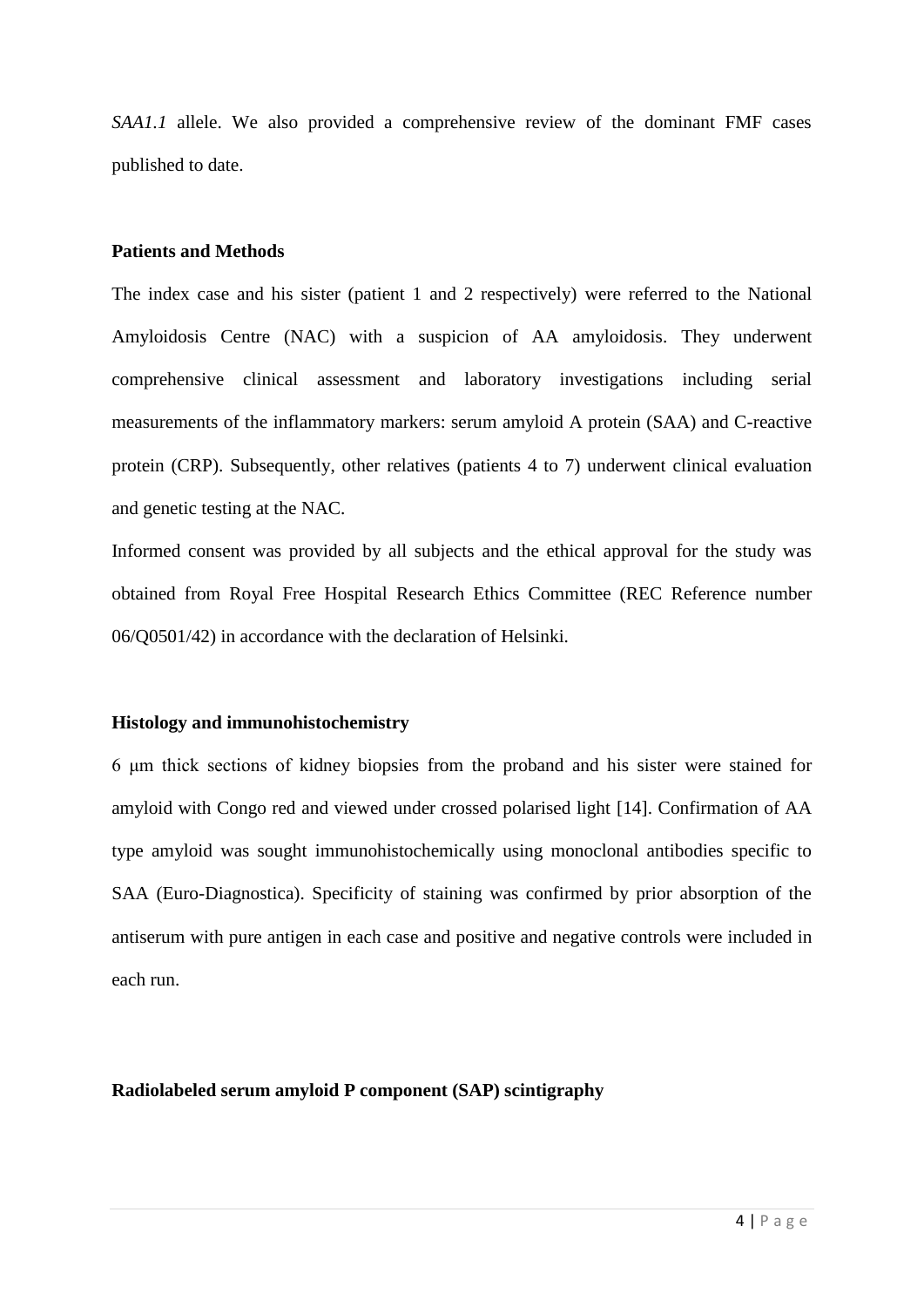*SAA1.1* allele. We also provided a comprehensive review of the dominant FMF cases published to date.

## Patients and Methods

The index case and his sister (patient 1 and 2 respectively) were referred to the National Amyloidosis Centre (NAC) with a suspicion of AA amyloidosis. They underwent comprehensive clinical assessment and laboratory investigations including serial measurements of the inflammatory markers: serum amyloid A protein (SAA) and C-reactive protein (CRP). Subsequently, other relatives (patients 4 to 7) underwent clinical evaluation and genetic testing at the NAC.

Informed consent was provided by all subjects and the ethical approval for the study was obtained from Royal Free Hospital Research Ethics Committee (REC Reference number 06/Q0501/42) in accordance with the declaration of Helsinki.

## Histology and immunohistochemistry

6 μm thick sections of kidney biopsies from the proband and his sister were stained for amyloid with Congo red and viewed under crossed polarised light [14]. Confirmation of AA type amyloid was sought immunohistochemically using monoclonal antibodies specific to SAA (Euro-Diagnostica). Specificity of staining was confirmed by prior absorption of the antiserum with pure antigen in each case and positive and negative controls were included in each run.

## Radiolabeled serum amyloid P component (SAP) scintigraphy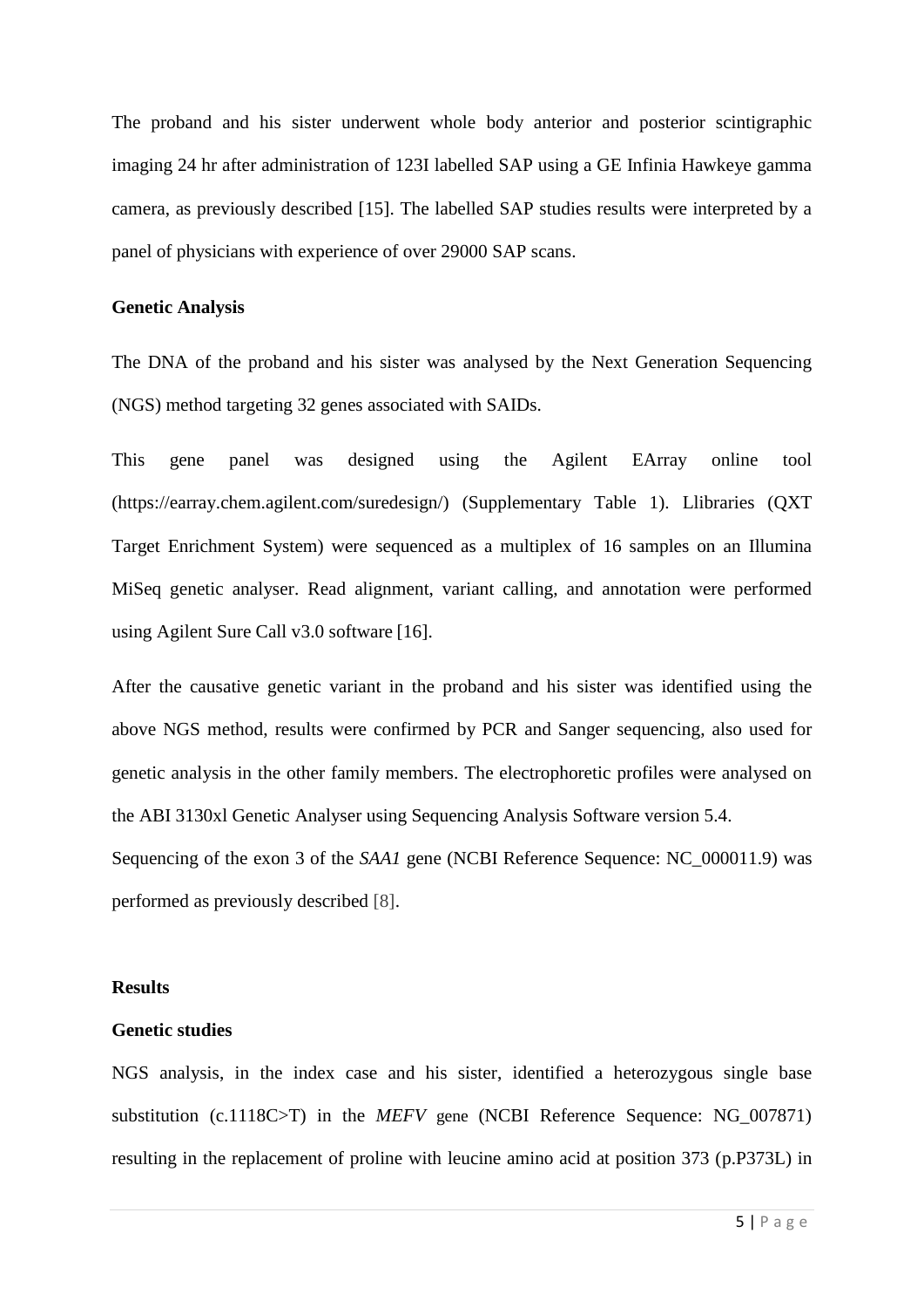The proband and his sister underwent whole body anterior and posterior scintigraphic imaging 24 hr after administration of 123I labelled SAP using a GE Infinia Hawkeye gamma camera, as previously described [15]. The labelled SAP studies results were interpreted by a panel of physicians with experience of over 29000 SAP scans.

**Genetic Analysis**

The DNA of the proband and his sister was analysed by the Next Generation Sequencing (NGS) method targeting 32 genes associated with SAIDs.

This gene panel was designed using the Agilent EArray online tool (https://earray.chem.agilent.com/suredesign/) (Supplementary Table 1). Llibraries (QXT Target Enrichment System) were sequenced as a multiplex of 16 samples on an Illumina MiSeq genetic analyser. Read alignment, variant calling, and annotation were performed using Agilent Sure Call v3.0 software [16].

After the causative genetic variant in the proband and his sister was identified using the above NGS method, results were confirmed by PCR and Sanger sequencing, also used for genetic analysis in the other family members. The electrophoretic profiles were analysed on the ABI 3130xl Genetic Analyser using Sequencing Analysis Software version 5.4.

Sequencing of the exon 3 of the *SAA1* gene (NCBI Reference Sequence: NC_000011.9) was performed as previously described [8].

**Results**

**Genetic studies**

NGS analysis, in the index case and his sister, identified a heterozygous single base substitution (c.1118C>T) in the *MEFV* gene (NCBI Reference Sequence: NG_007871) resulting in the replacement of proline with leucine amino acid at position 373 (p.P373L) in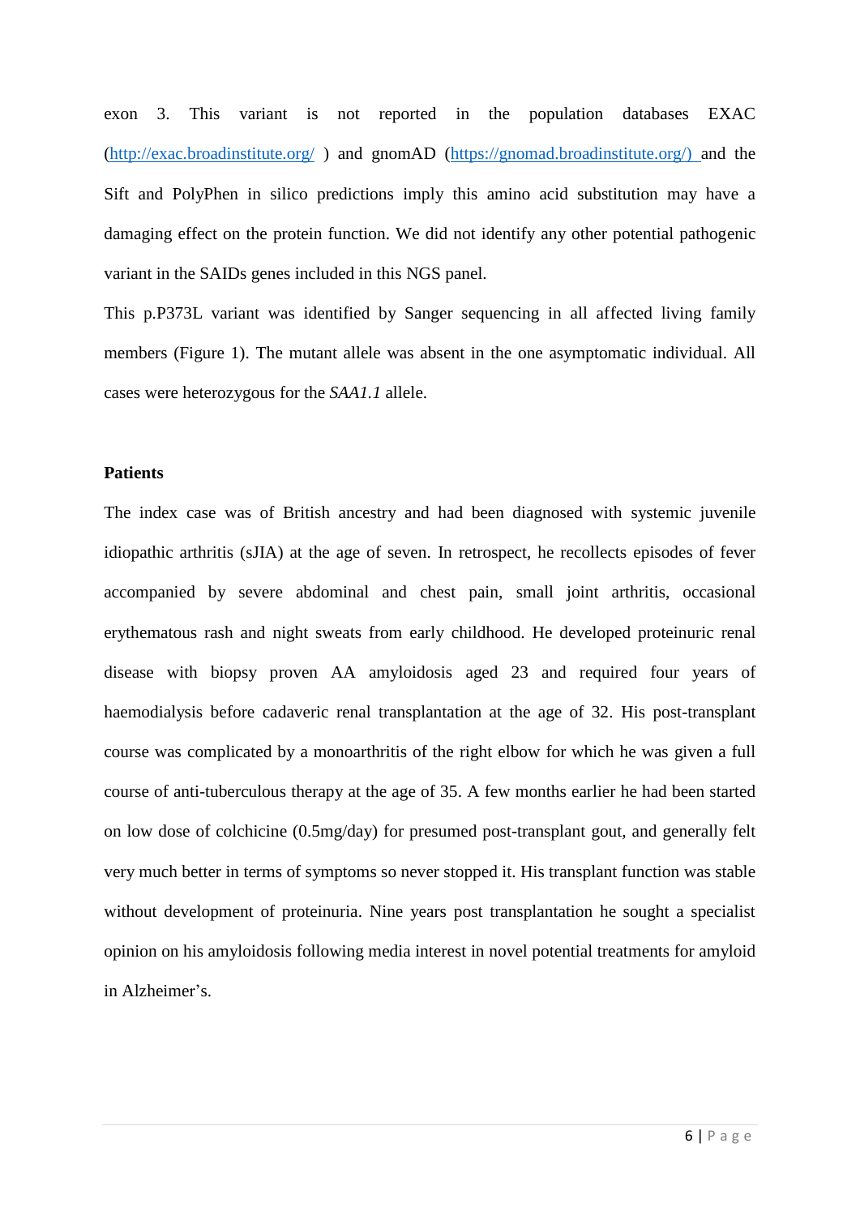exon 3. This variant is not reported in the population databases EXAC (http://exac.broadinstitute.org/ ) and gnomAD (https://gnomad.broadinstitute.org/) and the Sift and PolyPhen in silico predictions imply this amino acid substitution may have a damaging effect on the protein function. We did not identify any other potential pathogenic variant in the SAIDs genes included in this NGS panel.

This p.P373L variant was identified by Sanger sequencing in all affected living family members (Figure 1). The mutant allele was absent in the one asymptomatic individual. All cases were heterozygous for the *SAA1.1* allele.

**Patients**

The index case was of British ancestry and had been diagnosed with systemic juvenile idiopathic arthritis (sJIA) at the age of seven. In retrospect, he recollects episodes of fever accompanied by severe abdominal and chest pain, small joint arthritis, occasional erythematous rash and night sweats from early childhood. He developed proteinuric renal disease with biopsy proven AA amyloidosis aged 23 and required four years of haemodialysis before cadaveric renal transplantation at the age of 32. His post-transplant course was complicated by a monoarthritis of the right elbow for which he was given a full course of anti-tuberculous therapy at the age of 35. A few months earlier he had been started on low dose of colchicine (0.5mg/day) for presumed post-transplant gout, and generally felt very much better in terms of symptoms so never stopped it. His transplant function was stable without development of proteinuria. Nine years post transplantation he sought a specialist opinion on his amyloidosis following media interest in novel potential treatments for amyloid in Alzheimer's.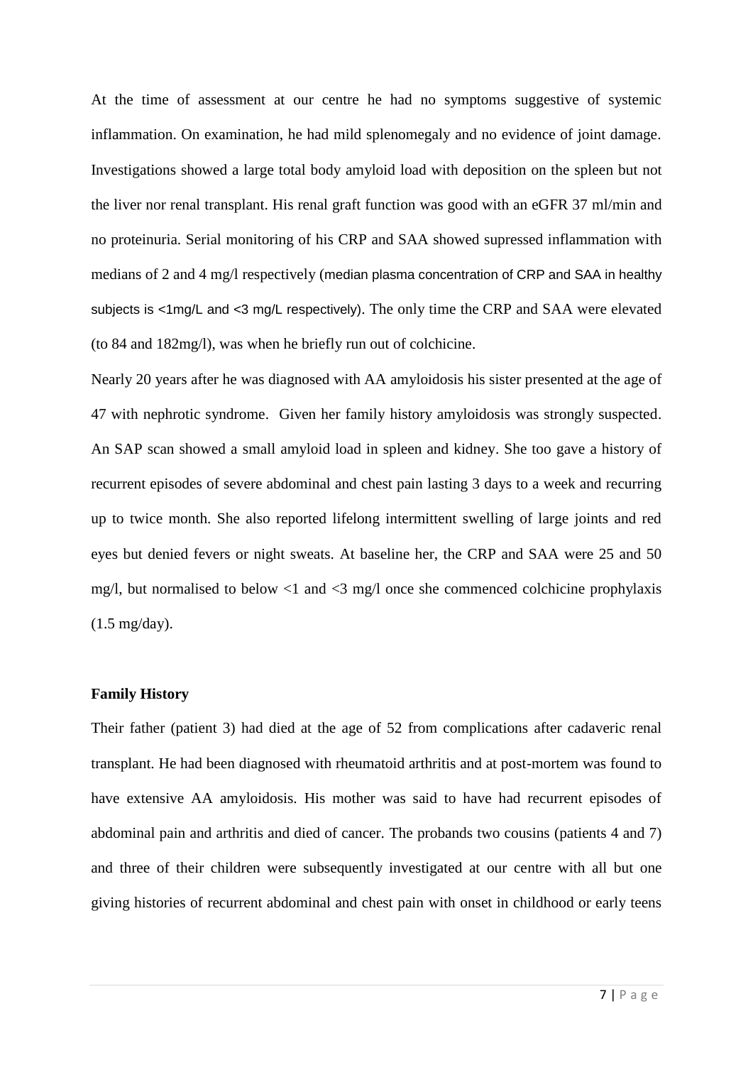At the time of assessment at our centre he had no symptoms suggestive of systemic inflammation. On examination, he had mild splenomegaly and no evidence of joint damage. Investigations showed a large total body amyloid load with deposition on the spleen but not the liver nor renal transplant. His renal graft function was good with an eGFR 37 ml/min and no proteinuria. Serial monitoring of his CRP and SAA showed supressed inflammation with medians of 2 and 4 mg/l respectively (median plasma concentration of CRP and SAA in healthy subjects is <1mg/L and <3 mg/L respectively). The only time the CRP and SAA were elevated (to 84 and 182mg/l), was when he briefly run out of colchicine.

Nearly 20 years after he was diagnosed with AA amyloidosis his sister presented at the age of 47 with nephrotic syndrome. Given her family history amyloidosis was strongly suspected. An SAP scan showed a small amyloid load in spleen and kidney. She too gave a history of recurrent episodes of severe abdominal and chest pain lasting 3 days to a week and recurring up to twice month. She also reported lifelong intermittent swelling of large joints and red eyes but denied fevers or night sweats. At baseline her, the CRP and SAA were 25 and 50 mg/l, but normalised to below <1 and <3 mg/l once she commenced colchicine prophylaxis (1.5 mg/day).

**Family History**

Their father (patient 3) had died at the age of 52 from complications after cadaveric renal transplant. He had been diagnosed with rheumatoid arthritis and at post-mortem was found to have extensive AA amyloidosis. His mother was said to have had recurrent episodes of abdominal pain and arthritis and died of cancer. The probands two cousins (patients 4 and 7) and three of their children were subsequently investigated at our centre with all but one giving histories of recurrent abdominal and chest pain with onset in childhood or early teens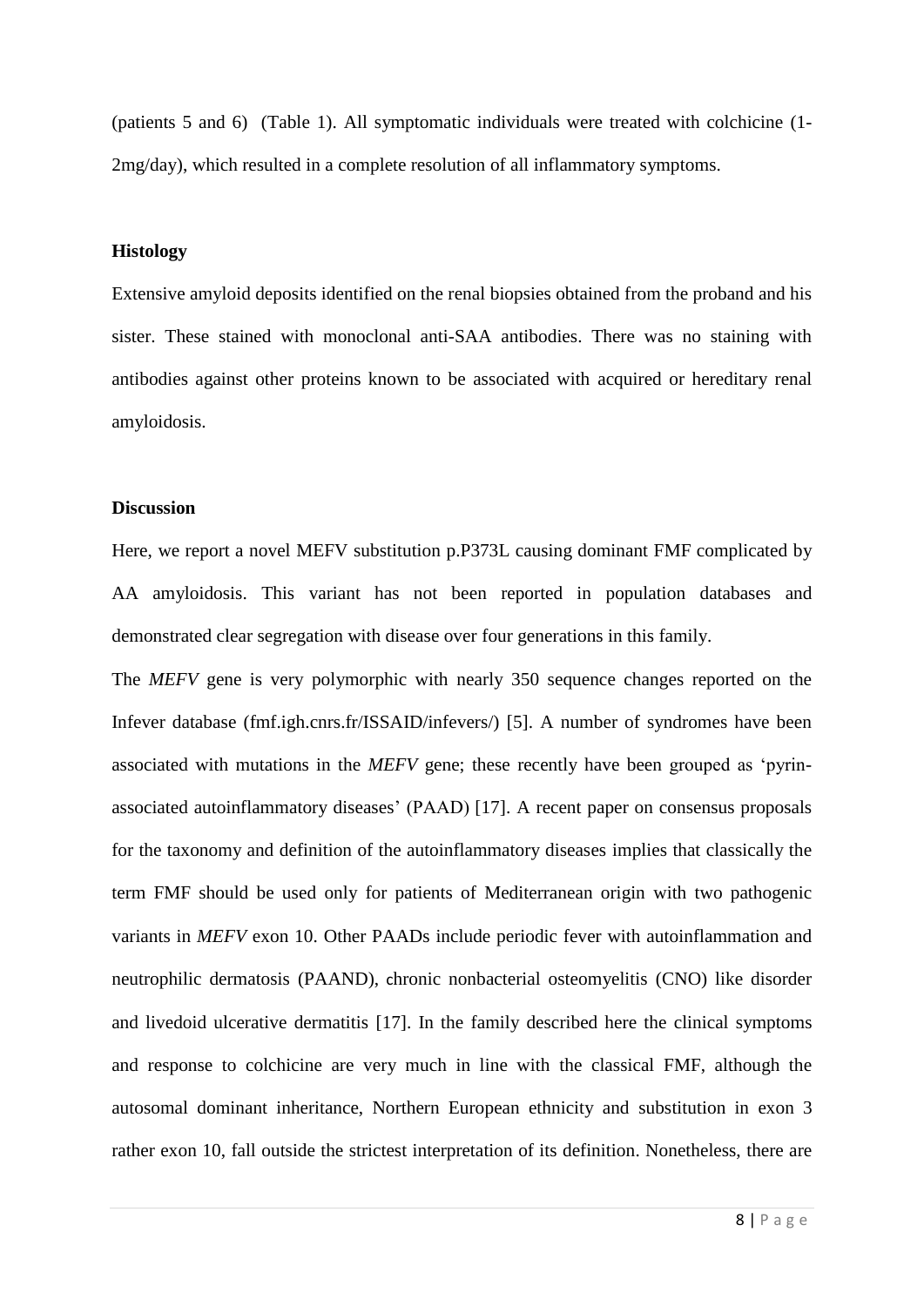(patients 5 and 6) (Table 1). All symptomatic individuals were treated with colchicine (1-2mg/day), which resulted in a complete resolution of all inflammatory symptoms.

## Histology

Extensive amyloid deposits identified on the renal biopsies obtained from the proband and his sister. These stained with monoclonal anti-SAA antibodies. There was no staining with antibodies against other proteins known to be associated with acquired or hereditary renal amyloidosis.

## Discussion

Here, we report a novel MEFV substitution p.P373L causing dominant FMF complicated by AA amyloidosis. This variant has not been reported in population databases and demonstrated clear segregation with disease over four generations in this family.

The *MEFV* gene is very polymorphic with nearly 350 sequence changes reported on the Infever database (fmf.igh.cnrs.fr/ISSAID/infevers/) [5]. A number of syndromes have been associated with mutations in the *MEFV* gene; these recently have been grouped as 'pyrin-associated autoinflammatory diseases' (PAAD) [17]. A recent paper on consensus proposals for the taxonomy and definition of the autoinflammatory diseases implies that classically the term FMF should be used only for patients of Mediterranean origin with two pathogenic variants in *MEFV* exon 10. Other PAADs include periodic fever with autoinflammation and neutrophilic dermatosis (PAAND), chronic nonbacterial osteomyelitis (CNO) like disorder and livedoid ulcerative dermatitis [17]. In the family described here the clinical symptoms and response to colchicine are very much in line with the classical FMF, although the autosomal dominant inheritance, Northern European ethnicity and substitution in exon 3 rather exon 10, fall outside the strictest interpretation of its definition. Nonetheless, there are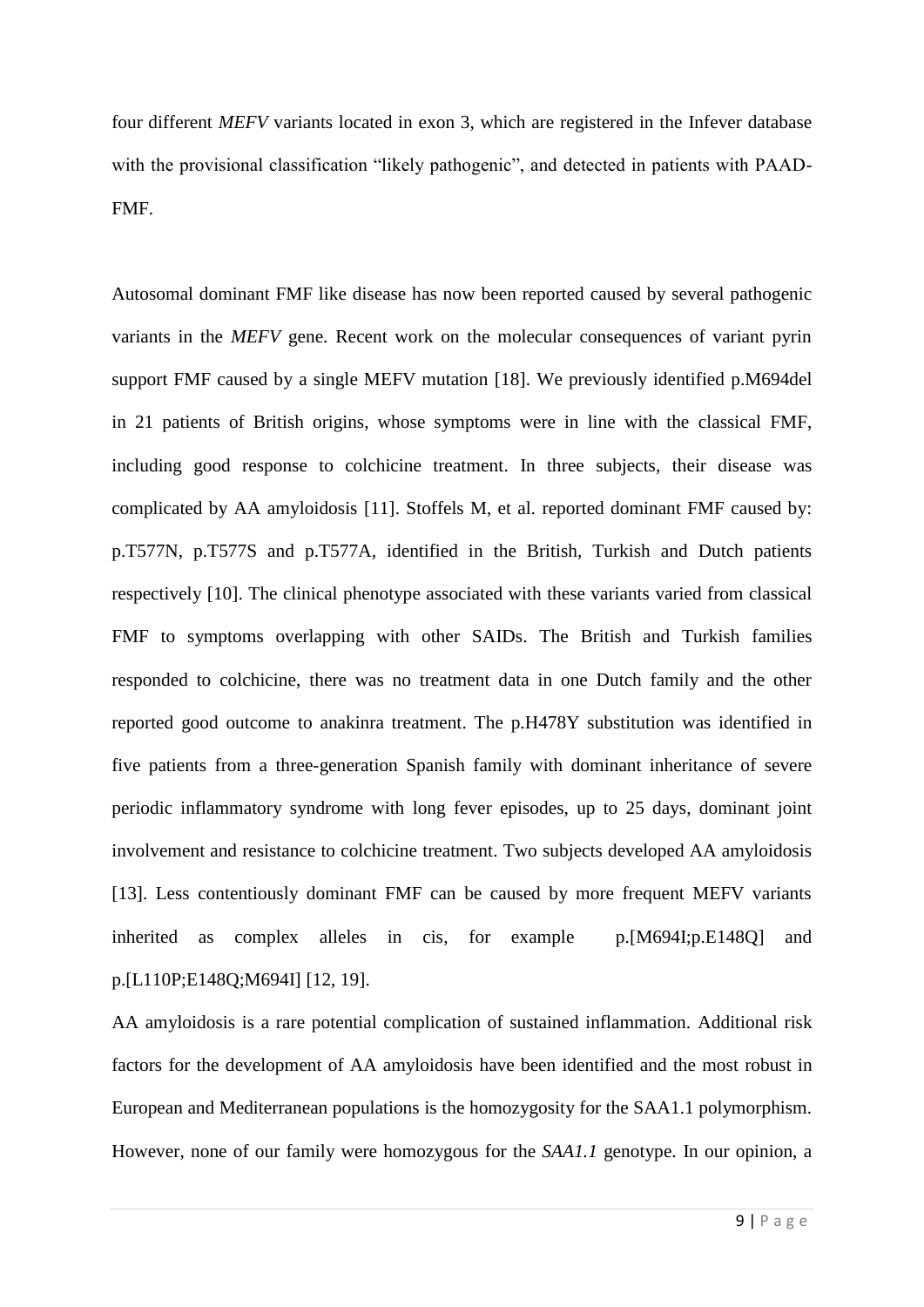four different *MEFV* variants located in exon 3, which are registered in the Infever database with the provisional classification "likely pathogenic", and detected in patients with PAAD-FMF.

Autosomal dominant FMF like disease has now been reported caused by several pathogenic variants in the *MEFV* gene. Recent work on the molecular consequences of variant pyrin support FMF caused by a single MEFV mutation [18]. We previously identified p.M694del in 21 patients of British origins, whose symptoms were in line with the classical FMF, including good response to colchicine treatment. In three subjects, their disease was complicated by AA amyloidosis [11]. Stoffels M, et al. reported dominant FMF caused by: p.T577N, p.T577S and p.T577A, identified in the British, Turkish and Dutch patients respectively [10]. The clinical phenotype associated with these variants varied from classical FMF to symptoms overlapping with other SAIDs. The British and Turkish families responded to colchicine, there was no treatment data in one Dutch family and the other reported good outcome to anakinra treatment. The p.H478Y substitution was identified in five patients from a three-generation Spanish family with dominant inheritance of severe periodic inflammatory syndrome with long fever episodes, up to 25 days, dominant joint involvement and resistance to colchicine treatment. Two subjects developed AA amyloidosis [13]. Less contentiously dominant FMF can be caused by more frequent MEFV variants inherited as complex alleles in cis, for example p.[M694I;p.E148Q] and p.[L110P;E148Q;M694I] [12, 19].

AA amyloidosis is a rare potential complication of sustained inflammation. Additional risk factors for the development of AA amyloidosis have been identified and the most robust in European and Mediterranean populations is the homozygosity for the SAA1.1 polymorphism. However, none of our family were homozygous for the *SAA1.1* genotype. In our opinion, a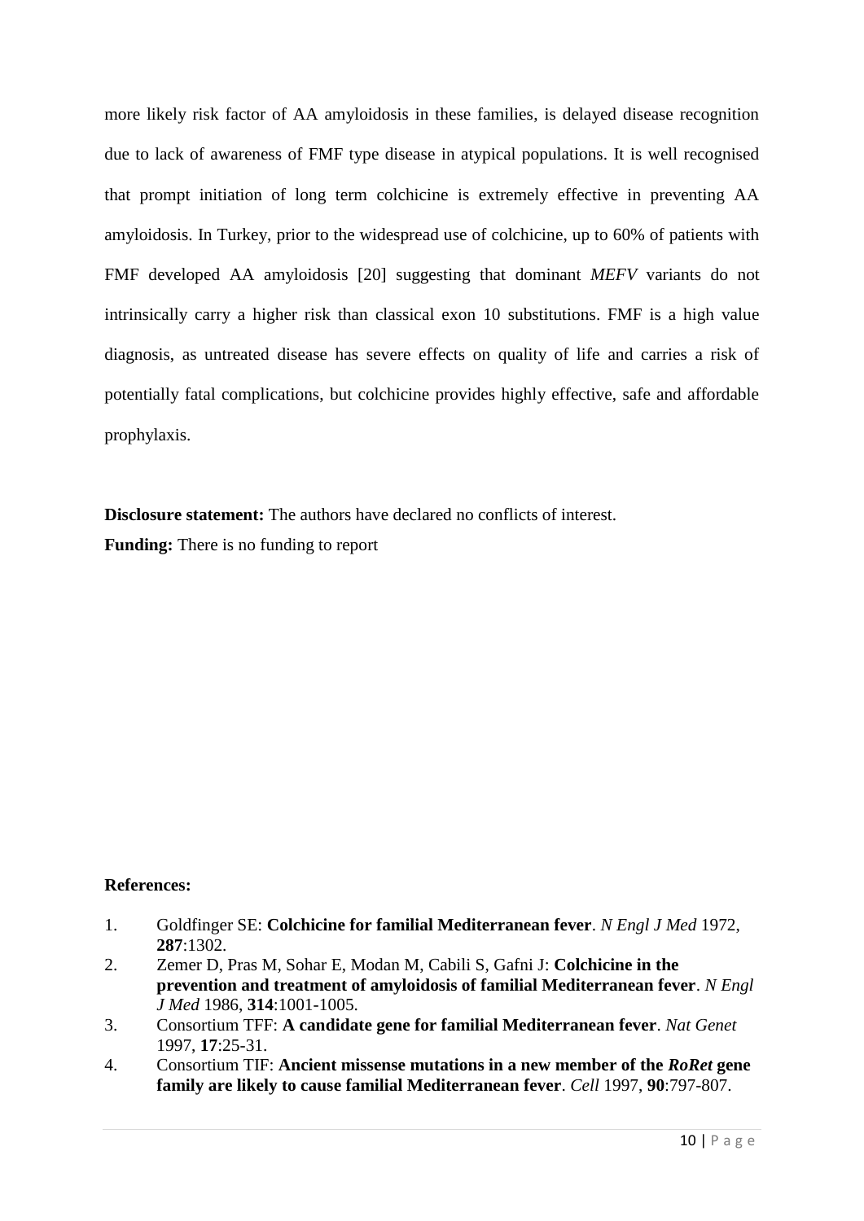more likely risk factor of AA amyloidosis in these families, is delayed disease recognition due to lack of awareness of FMF type disease in atypical populations. It is well recognised that prompt initiation of long term colchicine is extremely effective in preventing AA amyloidosis. In Turkey, prior to the widespread use of colchicine, up to 60% of patients with FMF developed AA amyloidosis [20] suggesting that dominant *MEFV* variants do not intrinsically carry a higher risk than classical exon 10 substitutions. FMF is a high value diagnosis, as untreated disease has severe effects on quality of life and carries a risk of potentially fatal complications, but colchicine provides highly effective, safe and affordable prophylaxis.

**Disclosure statement:** The authors have declared no conflicts of interest.

**Funding:** There is no funding to report

**References:**

1. Goldfinger SE: **Colchicine for familial Mediterranean fever**. *N Engl J Med* 1972, **287**:1302.
2. Zemer D, Pras M, Sohar E, Modan M, Cabili S, Gafni J: **Colchicine in the prevention and treatment of amyloidosis of familial Mediterranean fever**. *N Engl J Med* 1986, **314**:1001-1005.
3. Consortium TFF: **A candidate gene for familial Mediterranean fever**. *Nat Genet* 1997, **17**:25-31.
4. Consortium TIF: **Ancient missense mutations in a new member of the *RoRet* gene family are likely to cause familial Mediterranean fever**. *Cell* 1997, **90**:797-807.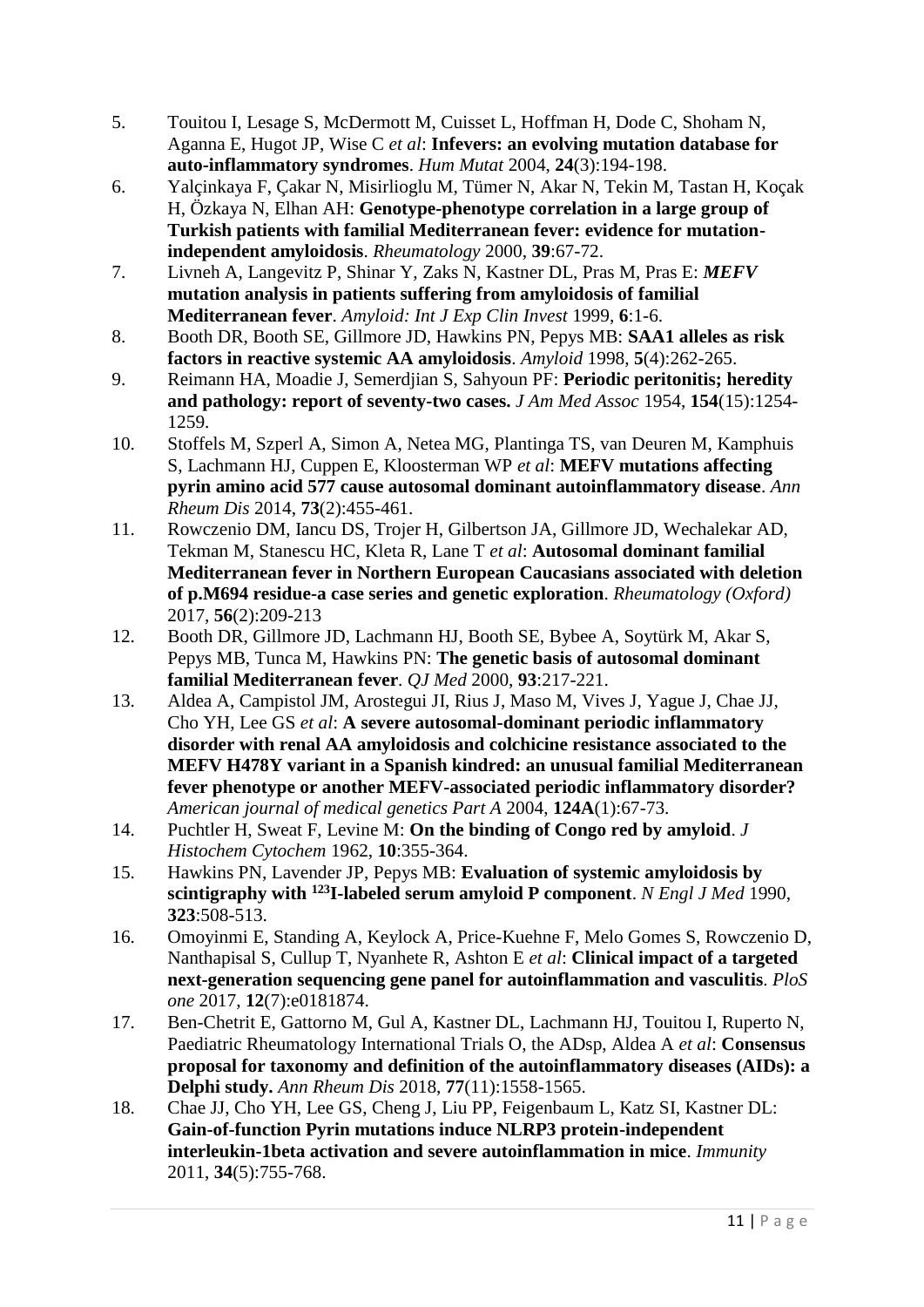5. Touitou I, Lesage S, McDermott M, Cuisset L, Hoffman H, Dode C, Shoham N, Aganna E, Hugot JP, Wise C *et al*: **Infevers: an evolving mutation database for auto-inflammatory syndromes**. *Hum Mutat* 2004, **24**(3):194-198.
6. Yalçinkaya F, Çakar N, Misirlioglu M, Tümer N, Akar N, Tekin M, Tastan H, Koçak H, Özkaya N, Elhan AH: **Genotype-phenotype correlation in a large group of Turkish patients with familial Mediterranean fever: evidence for mutation-independent amyloidosis**. *Rheumatology* 2000, **39**:67-72.
7. Livneh A, Langevitz P, Shinar Y, Zaks N, Kastner DL, Pras M, Pras E: ***MEFV* mutation analysis in patients suffering from amyloidosis of familial Mediterranean fever**. *Amyloid: Int J Exp Clin Invest* 1999, **6**:1-6.
8. Booth DR, Booth SE, Gillmore JD, Hawkins PN, Pepys MB: **SAA1 alleles as risk factors in reactive systemic AA amyloidosis**. *Amyloid* 1998, **5**(4):262-265.
9. Reimann HA, Moadie J, Semerdjian S, Sahyoun PF: **Periodic peritonitis; heredity and pathology: report of seventy-two cases.** *J Am Med Assoc* 1954, **154**(15):1254-1259.
10. Stoffels M, Szperl A, Simon A, Netea MG, Plantinga TS, van Deuren M, Kamphuis S, Lachmann HJ, Cuppen E, Kloosterman WP *et al*: **MEFV mutations affecting pyrin amino acid 577 cause autosomal dominant autoinflammatory disease**. *Ann Rheum Dis* 2014, **73**(2):455-461.
11. Rowczenio DM, Iancu DS, Trojer H, Gilbertson JA, Gillmore JD, Wechalekar AD, Tekman M, Stanescu HC, Kleta R, Lane T *et al*: **Autosomal dominant familial Mediterranean fever in Northern European Caucasians associated with deletion of p.M694 residue-a case series and genetic exploration**. *Rheumatology (Oxford)* 2017, **56**(2):209-213
12. Booth DR, Gillmore JD, Lachmann HJ, Booth SE, Bybee A, Soytürk M, Akar S, Pepys MB, Tunca M, Hawkins PN: **The genetic basis of autosomal dominant familial Mediterranean fever**. *QJ Med* 2000, **93**:217-221.
13. Aldea A, Campistol JM, Arostegui JI, Rius J, Maso M, Vives J, Yague J, Chae JJ, Cho YH, Lee GS *et al*: **A severe autosomal-dominant periodic inflammatory disorder with renal AA amyloidosis and colchicine resistance associated to the MEFV H478Y variant in a Spanish kindred: an unusual familial Mediterranean fever phenotype or another MEFV-associated periodic inflammatory disorder?** *American journal of medical genetics Part A* 2004, **124A**(1):67-73.
14. Puchtler H, Sweat F, Levine M: **On the binding of Congo red by amyloid**. *J Histochem Cytochem* 1962, **10**:355-364.
15. Hawkins PN, Lavender JP, Pepys MB: **Evaluation of systemic amyloidosis by scintigraphy with $^{123}$I-labeled serum amyloid P component**. *N Engl J Med* 1990, **323**:508-513.
16. Omoyinmi E, Standing A, Keylock A, Price-Kuehne F, Melo Gomes S, Rowczenio D, Nanthapisal S, Cullup T, Nyanhete R, Ashton E *et al*: **Clinical impact of a targeted next-generation sequencing gene panel for autoinflammation and vasculitis**. *PloS one* 2017, **12**(7):e0181874.
17. Ben-Chetrit E, Gattorno M, Gul A, Kastner DL, Lachmann HJ, Touitou I, Ruperto N, Paediatric Rheumatology International Trials O, the ADsp, Aldea A *et al*: **Consensus proposal for taxonomy and definition of the autoinflammatory diseases (AIDs): a Delphi study.** *Ann Rheum Dis* 2018, **77**(11):1558-1565.
18. Chae JJ, Cho YH, Lee GS, Cheng J, Liu PP, Feigenbaum L, Katz SI, Kastner DL: **Gain-of-function Pyrin mutations induce NLRP3 protein-independent interleukin-1beta activation and severe autoinflammation in mice**. *Immunity* 2011, **34**(5):755-768.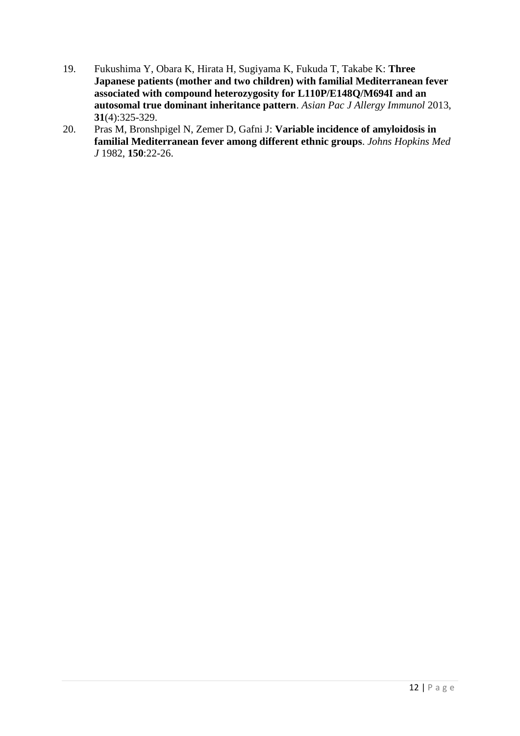19. Fukushima Y, Obara K, Hirata H, Sugiyama K, Fukuda T, Takabe K: **Three Japanese patients (mother and two children) with familial Mediterranean fever associated with compound heterozygosity for L110P/E148Q/M694I and an autosomal true dominant inheritance pattern**. *Asian Pac J Allergy Immunol* 2013, **31**(4):325-329.
20. Pras M, Bronshpigel N, Zemer D, Gafni J: **Variable incidence of amyloidosis in familial Mediterranean fever among different ethnic groups**. *Johns Hopkins Med J* 1982, **150**:22-26.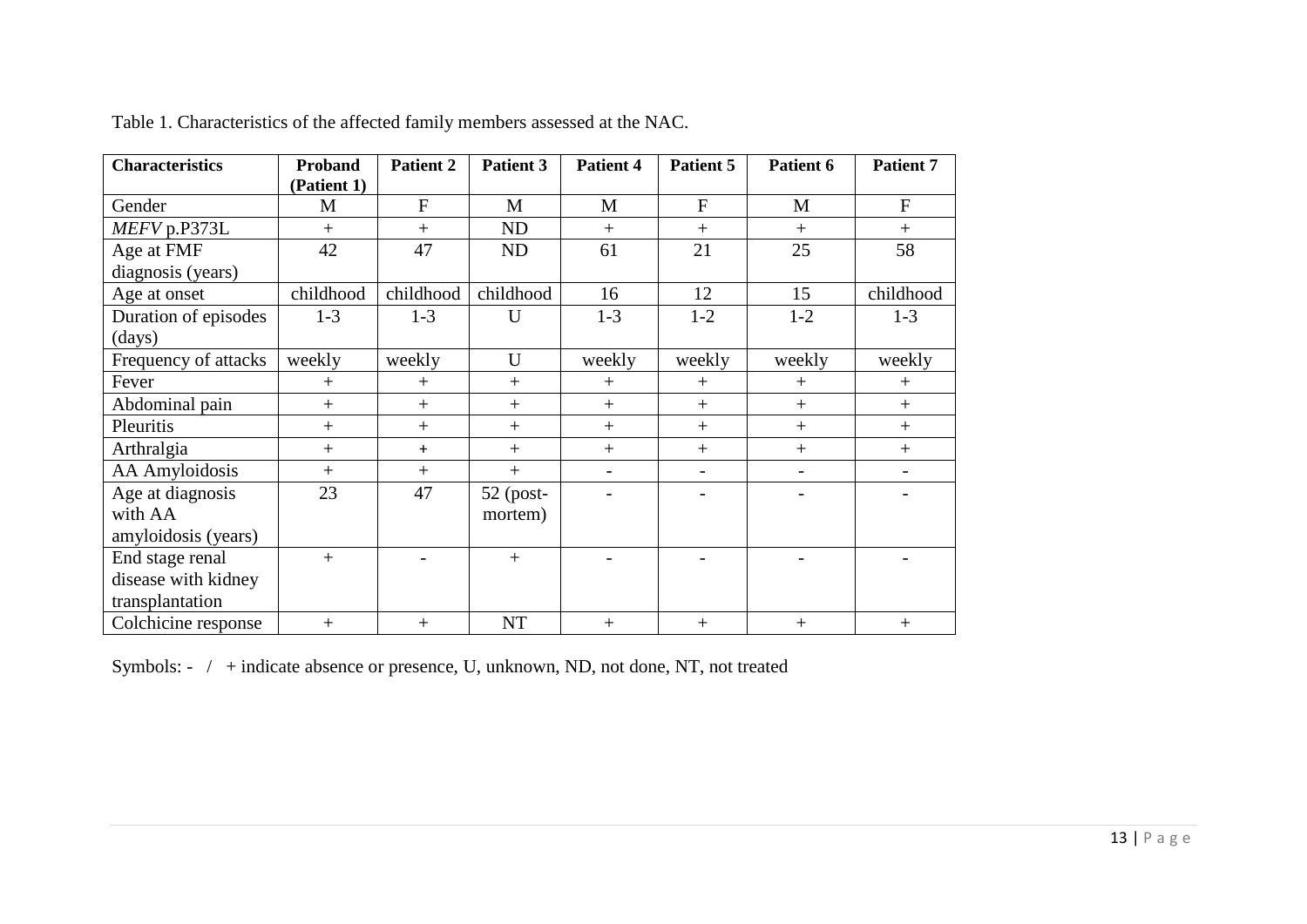Table 1. Characteristics of the affected family members assessed at the NAC.

| **Characteristics** | **Proband (Patient 1)** | **Patient 2** | **Patient 3** | **Patient 4** | **Patient 5** | **Patient 6** | **Patient 7** |
|---|---|---|---|---|---|---|---|
| Gender | M | F | M | M | F | M | F |
| *MEFV* p.P373L | + | + | ND | + | + | + | + |
| Age at FMF diagnosis (years) | 42 | 47 | ND | 61 | 21 | 25 | 58 |
| Age at onset | childhood | childhood | childhood | 16 | 12 | 15 | childhood |
| Duration of episodes (days) | 1-3 | 1-3 | U | 1-3 | 1-2 | 1-2 | 1-3 |
| Frequency of attacks | weekly | weekly | U | weekly | weekly | weekly | weekly |
| Fever | + | + | + | + | + | + | + |
| Abdominal pain | + | + | + | + | + | + | + |
| Pleuritis | + | + | + | + | + | + | + |
| Arthralgia | + | + | + | + | + | + | + |
| AA Amyloidosis | + | + | + | - | - | - | - |
| Age at diagnosis with AA amyloidosis (years) | 23 | 47 | 52 (post-mortem) | - | - | - | - |
| End stage renal disease with kidney transplantation | + | - | + | - | - | - | - |
| Colchicine response | + | + | NT | + | + | + | + |

Symbols: - / + indicate absence or presence, U, unknown, ND, not done, NT, not treated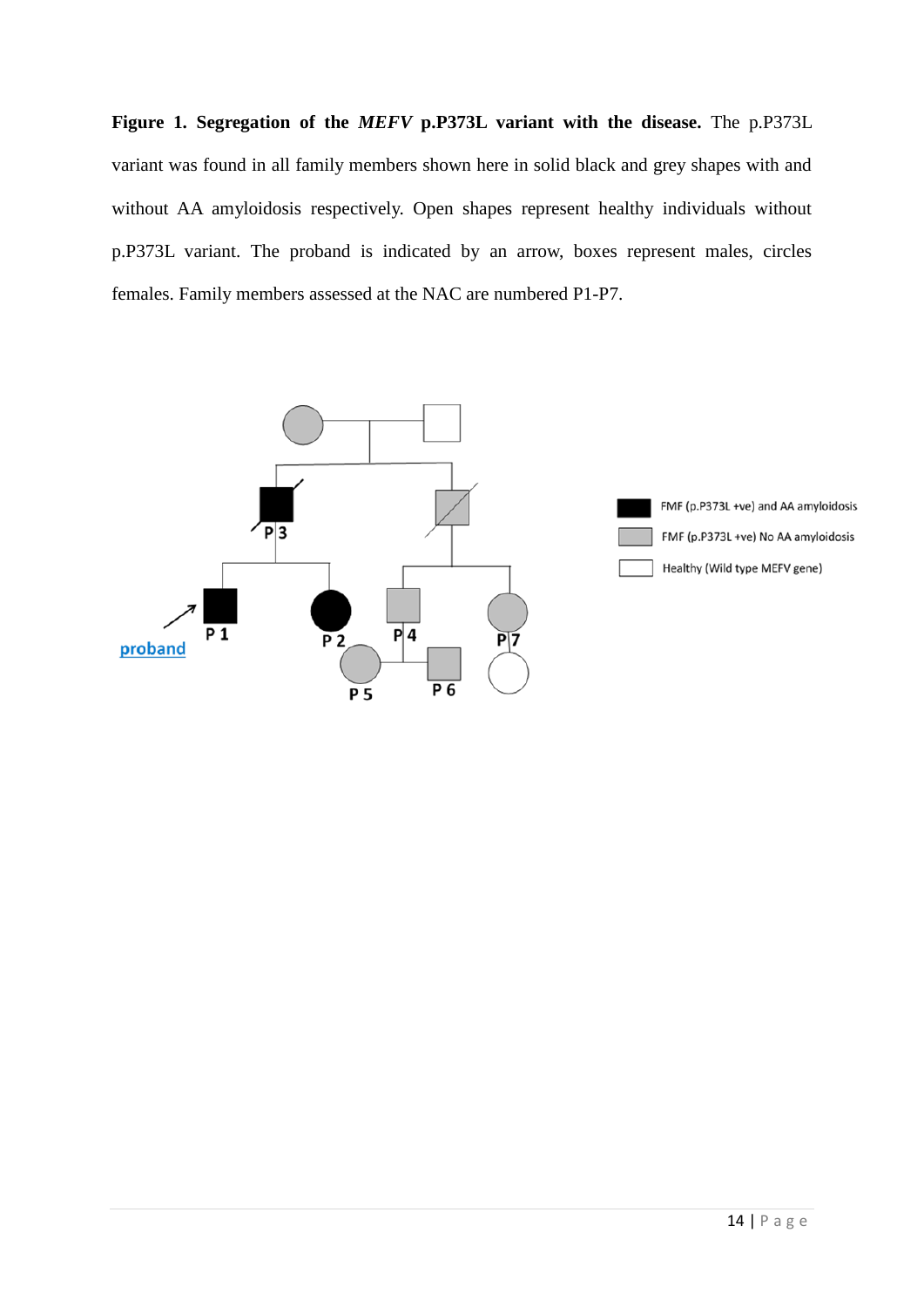**Figure 1. Segregation of the *MEFV* p.P373L variant with the disease.** The p.P373L variant was found in all family members shown here in solid black and grey shapes with and without AA amyloidosis respectively. Open shapes represent healthy individuals without p.P373L variant. The proband is indicated by an arrow, boxes represent males, circles females. Family members assessed at the NAC are numbered P1-P7.

P 3
P 1
proband
P 2
P 4
P 7
P 5
P 6

FMF (p.P373L +ve) and AA amyloidosis
FMF (p.P373L +ve) No AA amyloidosis
Healthy (Wild type MEFV gene)